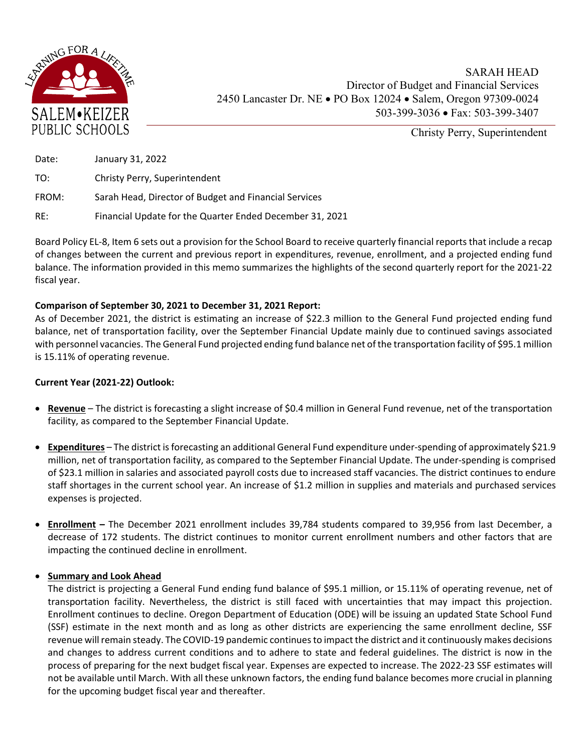SALEM•KEIZER PUBLIC SCHOOLS

LEARNING FOR A LIFETIME

SARAH HEAD
Director of Budget and Financial Services
2450 Lancaster Dr. NE • PO Box 12024 • Salem, Oregon 97309-0024
503-399-3036 • Fax: 503-399-3407

Christy Perry, Superintendent

Date: January 31, 2022

TO: Christy Perry, Superintendent

FROM: Sarah Head, Director of Budget and Financial Services

RE: Financial Update for the Quarter Ended December 31, 2021

Board Policy EL-8, Item 6 sets out a provision for the School Board to receive quarterly financial reports that include a recap of changes between the current and previous report in expenditures, revenue, enrollment, and a projected ending fund balance. The information provided in this memo summarizes the highlights of the second quarterly report for the 2021-22 fiscal year.

**Comparison of September 30, 2021 to December 31, 2021 Report:**

As of December 2021, the district is estimating an increase of $22.3 million to the General Fund projected ending fund balance, net of transportation facility, over the September Financial Update mainly due to continued savings associated with personnel vacancies. The General Fund projected ending fund balance net of the transportation facility of $95.1 million is 15.11% of operating revenue.

**Current Year (2021-22) Outlook:**

- **Revenue** – The district is forecasting a slight increase of $0.4 million in General Fund revenue, net of the transportation facility, as compared to the September Financial Update.

- **Expenditures** – The district is forecasting an additional General Fund expenditure under-spending of approximately $21.9 million, net of transportation facility, as compared to the September Financial Update. The under-spending is comprised of $23.1 million in salaries and associated payroll costs due to increased staff vacancies. The district continues to endure staff shortages in the current school year. An increase of $1.2 million in supplies and materials and purchased services expenses is projected.

- **Enrollment –** The December 2021 enrollment includes 39,784 students compared to 39,956 from last December, a decrease of 172 students. The district continues to monitor current enrollment numbers and other factors that are impacting the continued decline in enrollment.

- **Summary and Look Ahead**

  The district is projecting a General Fund ending fund balance of $95.1 million, or 15.11% of operating revenue, net of transportation facility. Nevertheless, the district is still faced with uncertainties that may impact this projection. Enrollment continues to decline. Oregon Department of Education (ODE) will be issuing an updated State School Fund (SSF) estimate in the next month and as long as other districts are experiencing the same enrollment decline, SSF revenue will remain steady. The COVID-19 pandemic continues to impact the district and it continuously makes decisions and changes to address current conditions and to adhere to state and federal guidelines. The district is now in the process of preparing for the next budget fiscal year. Expenses are expected to increase. The 2022-23 SSF estimates will not be available until March. With all these unknown factors, the ending fund balance becomes more crucial in planning for the upcoming budget fiscal year and thereafter.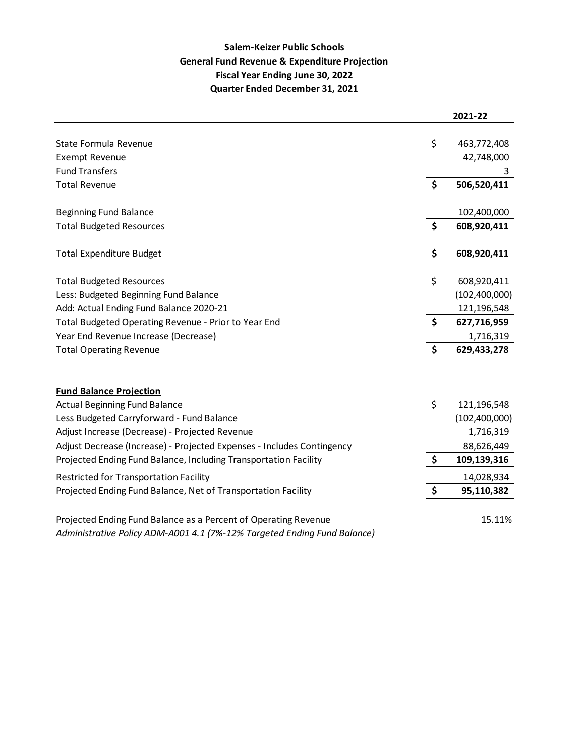**Salem-Keizer Public Schools**
**General Fund Revenue & Expenditure Projection**
**Fiscal Year Ending June 30, 2022**
**Quarter Ended December 31, 2021**

| | | 2021-22 |
|---|---|---|
| State Formula Revenue | $ | 463,772,408 |
| Exempt Revenue | | 42,748,000 |
| Fund Transfers | | 3 |
| Total Revenue | **$** | **506,520,411** |
| | | |
| Beginning Fund Balance | | 102,400,000 |
| Total Budgeted Resources | **$** | **608,920,411** |
| | | |
| Total Expenditure Budget | **$** | **608,920,411** |
| | | |
| Total Budgeted Resources | $ | 608,920,411 |
| Less: Budgeted Beginning Fund Balance | | (102,400,000) |
| Add: Actual Ending Fund Balance 2020-21 | | 121,196,548 |
| Total Budgeted Operating Revenue - Prior to Year End | **$** | **627,716,959** |
| Year End Revenue Increase (Decrease) | | 1,716,319 |
| Total Operating Revenue | **$** | **629,433,278** |
| | | |
| **<u>Fund Balance Projection</u>** | | |
| Actual Beginning Fund Balance | $ | 121,196,548 |
| Less Budgeted Carryforward - Fund Balance | | (102,400,000) |
| Adjust Increase (Decrease) - Projected Revenue | | 1,716,319 |
| Adjust Decrease (Increase) - Projected Expenses - Includes Contingency | | 88,626,449 |
| Projected Ending Fund Balance, Including Transportation Facility | **$** | **109,139,316** |
| Restricted for Transportation Facility | | 14,028,934 |
| Projected Ending Fund Balance, Net of Transportation Facility | **$** | **95,110,382** |
| | | |
| Projected Ending Fund Balance as a Percent of Operating Revenue | | 15.11% |

*Administrative Policy ADM-A001 4.1 (7%-12% Targeted Ending Fund Balance)*